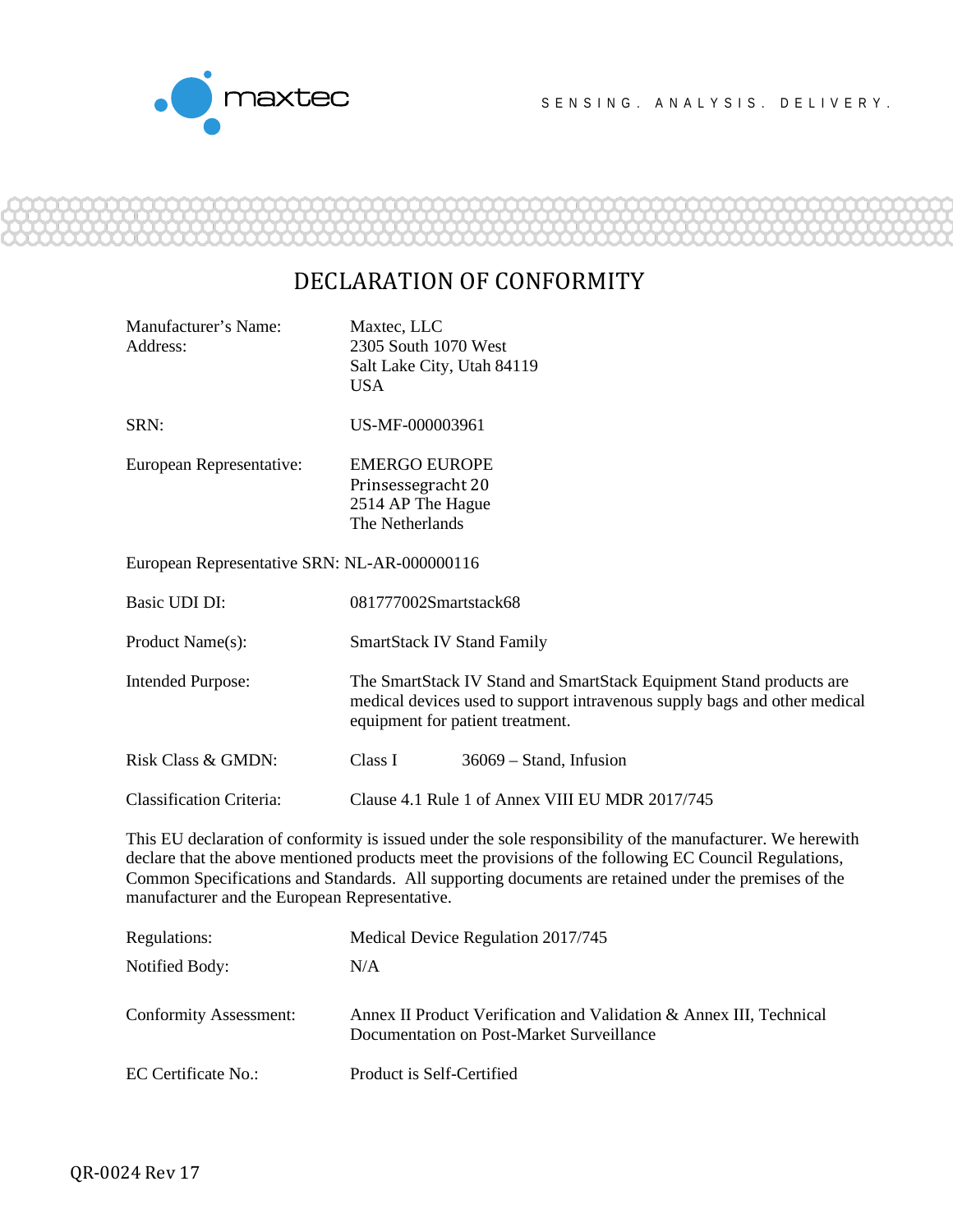maxtec

SENSING. ANALYSIS. DELIVERY.

# DECLARATION OF CONFORMITY

| | |
|---|---|
| Manufacturer's Name: | Maxtec, LLC |
| Address: | 2305 South 1070 West<br>Salt Lake City, Utah 84119<br>USA |
| SRN: | US-MF-000003961 |
| European Representative: | EMERGO EUROPE<br>Prinsessegracht 20<br>2514 AP The Hague<br>The Netherlands |

European Representative SRN: NL-AR-000000116

| | |
|---|---|
| Basic UDI DI: | 081777002Smartstack68 |
| Product Name(s): | SmartStack IV Stand Family |
| Intended Purpose: | The SmartStack IV Stand and SmartStack Equipment Stand products are medical devices used to support intravenous supply bags and other medical equipment for patient treatment. |
| Risk Class & GMDN: | Class I 36069 – Stand, Infusion |
| Classification Criteria: | Clause 4.1 Rule 1 of Annex VIII EU MDR 2017/745 |

This EU declaration of conformity is issued under the sole responsibility of the manufacturer. We herewith declare that the above mentioned products meet the provisions of the following EC Council Regulations, Common Specifications and Standards. All supporting documents are retained under the premises of the manufacturer and the European Representative.

| | |
|---|---|
| Regulations: | Medical Device Regulation 2017/745 |
| Notified Body: | N/A |
| Conformity Assessment: | Annex II Product Verification and Validation & Annex III, Technical Documentation on Post-Market Surveillance |
| EC Certificate No.: | Product is Self-Certified |

QR-0024 Rev 17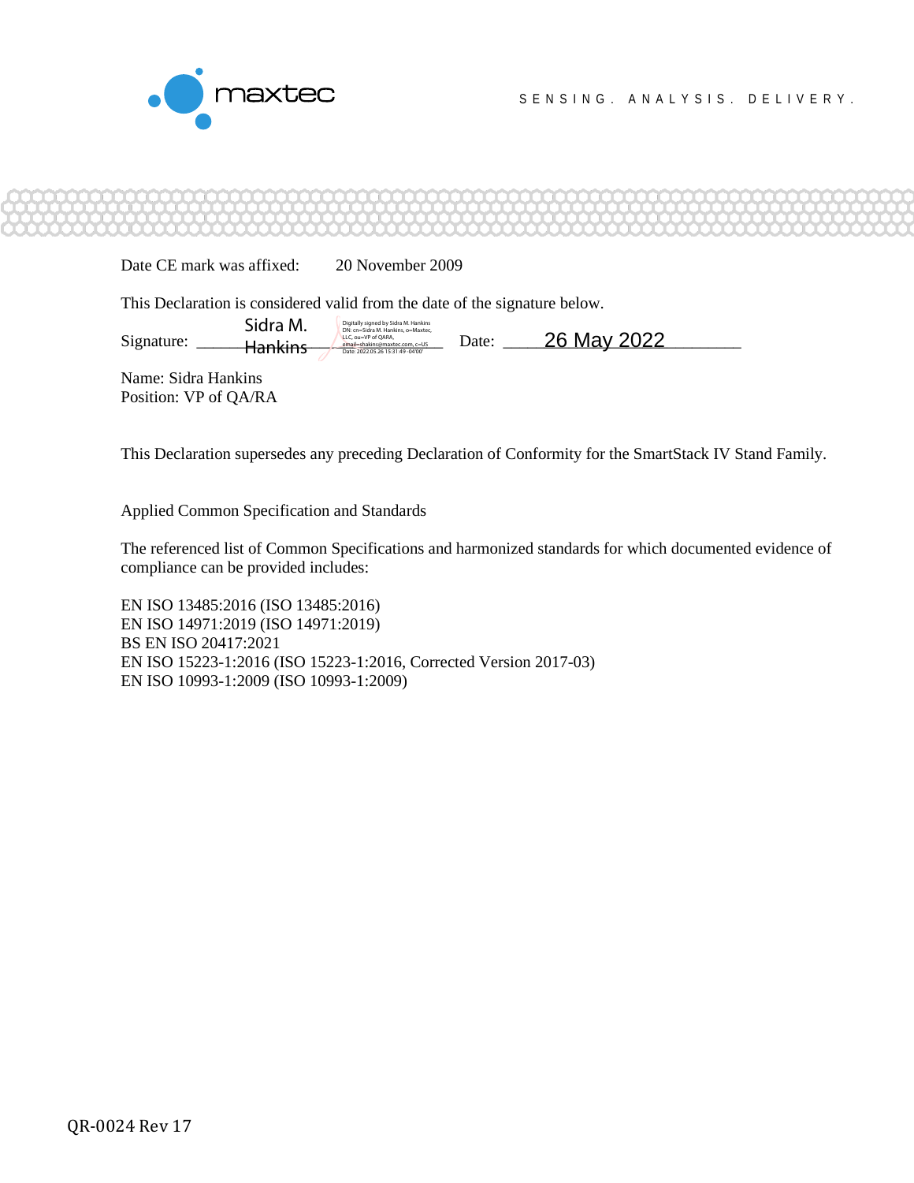maxtec

SENSING. ANALYSIS. DELIVERY.

Date CE mark was affixed: 20 November 2009

This Declaration is considered valid from the date of the signature below.

Signature: Sidra M. Hankins (Digitally signed by Sidra M. Hankins DN: cn=Sidra M. Hankins, o=Maxtec, LLC, ou=VP of QARA, email=shakins@maxtec.com, c=US Date: 2022.05.26 15:31:49 -04'00') Date: 26 May 2022

Name: Sidra Hankins
Position: VP of QA/RA

This Declaration supersedes any preceding Declaration of Conformity for the SmartStack IV Stand Family.

Applied Common Specification and Standards

The referenced list of Common Specifications and harmonized standards for which documented evidence of compliance can be provided includes:

EN ISO 13485:2016 (ISO 13485:2016)
EN ISO 14971:2019 (ISO 14971:2019)
BS EN ISO 20417:2021
EN ISO 15223-1:2016 (ISO 15223-1:2016, Corrected Version 2017-03)
EN ISO 10993-1:2009 (ISO 10993-1:2009)

QR-0024 Rev 17